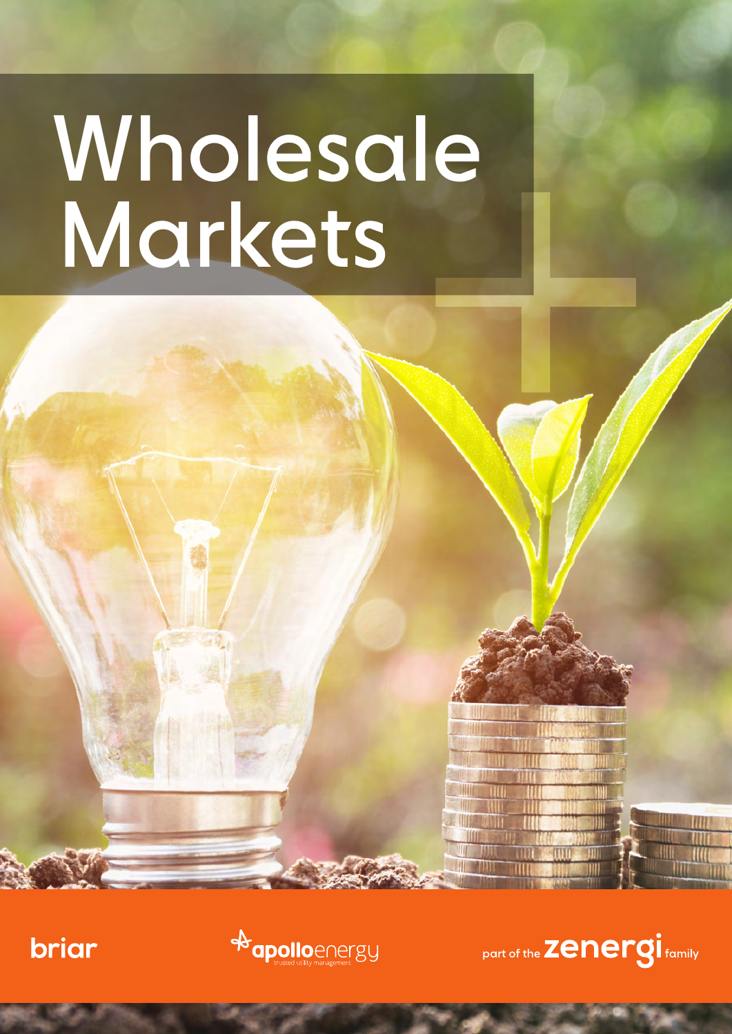# Wholesale Markets

briar

apolloenergy
trusted utility management

part of the zenergi family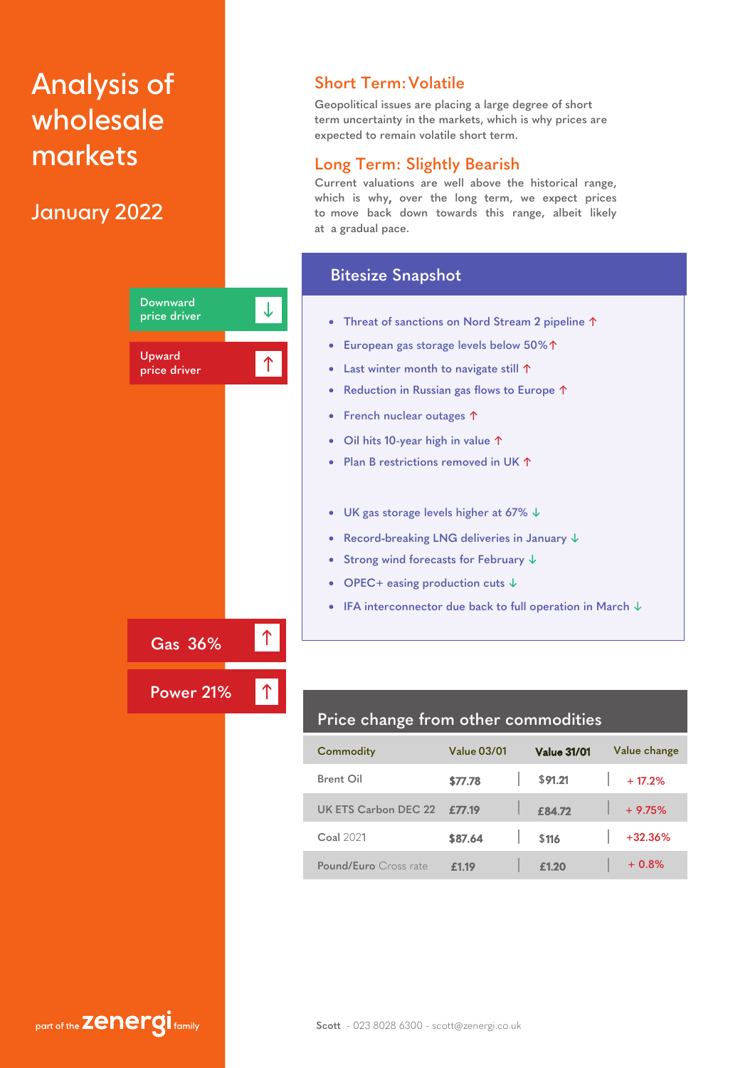# Analysis of wholesale markets

## January 2022

Downward price driver ↓

Upward price driver ↑

Gas 36% ↑

Power 21% ↑

## Short Term: Volatile

Geopolitical issues are placing a large degree of short term uncertainty in the markets, which is why prices are expected to remain volatile short term.

## Long Term: Slightly Bearish

Current valuations are well above the historical range, which is why, over the long term, we expect prices to move back down towards this range, albeit likely at a gradual pace.

## Bitesize Snapshot

- Threat of sanctions on Nord Stream 2 pipeline ↑
- European gas storage levels below 50% ↑
- Last winter month to navigate still ↑
- Reduction in Russian gas flows to Europe ↑
- French nuclear outages ↑
- Oil hits 10-year high in value ↑
- Plan B restrictions removed in UK ↑

- UK gas storage levels higher at 67% ↓
- Record-breaking LNG deliveries in January ↓
- Strong wind forecasts for February ↓
- OPEC+ easing production cuts ↓
- IFA interconnector due back to full operation in March ↓

## Price change from other commodities

| Commodity | Value 03/01 | Value 31/01 | Value change |
|---|---|---|---|
| Brent Oil | $77.78 | $91.21 | + 17.2% |
| UK ETS Carbon DEC 22 | £77.19 | £84.72 | + 9.75% |
| Coal 2021 | $87.64 | $116 | +32.36% |
| Pound/Euro Cross rate | £1.19 | £1.20 | + 0.8% |

part of the zenergi family

Scott - 023 8028 6300 - scott@zenergi.co.uk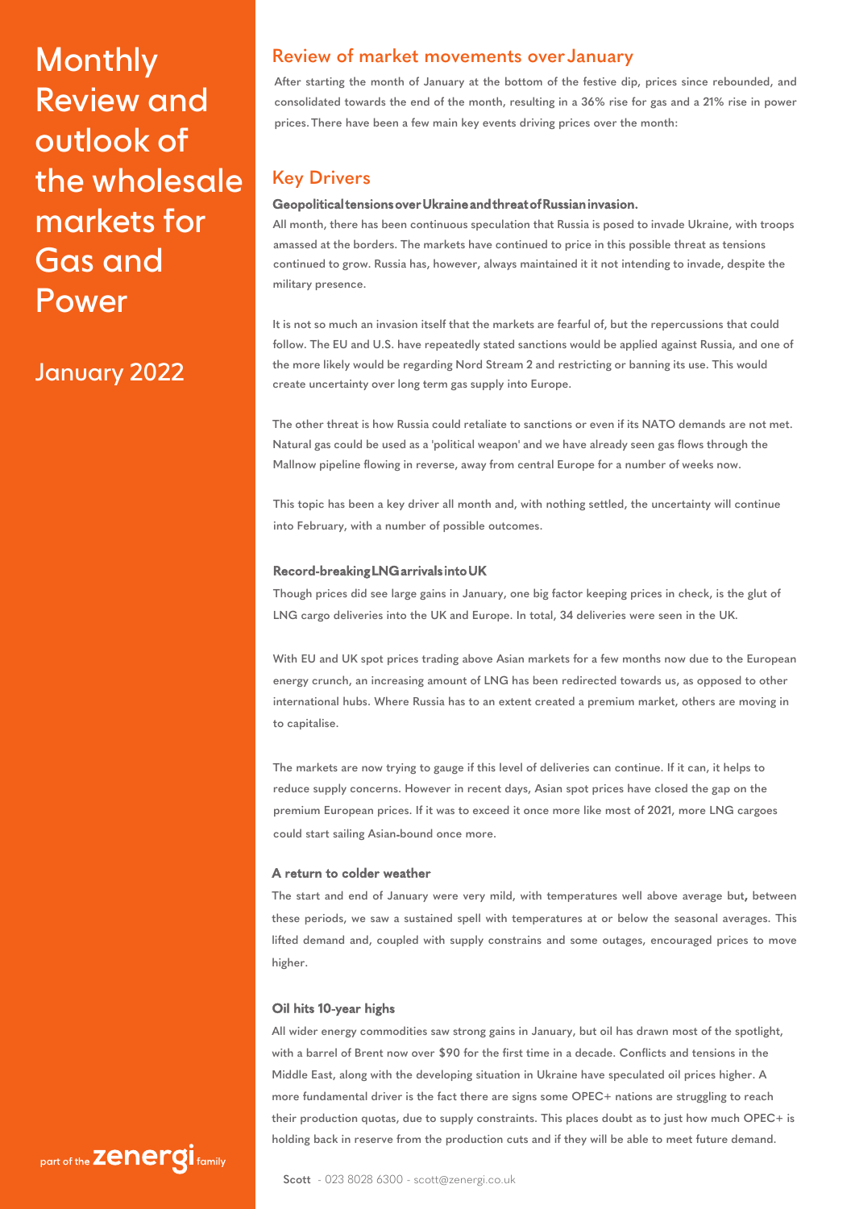# Monthly Review and outlook of the wholesale markets for Gas and Power

January 2022

## Review of market movements over January

After starting the month of January at the bottom of the festive dip, prices since rebounded, and consolidated towards the end of the month, resulting in a 36% rise for gas and a 21% rise in power prices. There have been a few main key events driving prices over the month:

## Key Drivers

### Geopolitical tensions over Ukraine and threat of Russian invasion.

All month, there has been continuous speculation that Russia is posed to invade Ukraine, with troops amassed at the borders. The markets have continued to price in this possible threat as tensions continued to grow. Russia has, however, always maintained it it not intending to invade, despite the military presence.

It is not so much an invasion itself that the markets are fearful of, but the repercussions that could follow. The EU and U.S. have repeatedly stated sanctions would be applied against Russia, and one of the more likely would be regarding Nord Stream 2 and restricting or banning its use. This would create uncertainty over long term gas supply into Europe.

The other threat is how Russia could retaliate to sanctions or even if its NATO demands are not met. Natural gas could be used as a 'political weapon' and we have already seen gas flows through the Mallnow pipeline flowing in reverse, away from central Europe for a number of weeks now.

This topic has been a key driver all month and, with nothing settled, the uncertainty will continue into February, with a number of possible outcomes.

### Record-breaking LNG arrivals into UK

Though prices did see large gains in January, one big factor keeping prices in check, is the glut of LNG cargo deliveries into the UK and Europe. In total, 34 deliveries were seen in the UK.

With EU and UK spot prices trading above Asian markets for a few months now due to the European energy crunch, an increasing amount of LNG has been redirected towards us, as opposed to other international hubs. Where Russia has to an extent created a premium market, others are moving in to capitalise.

The markets are now trying to gauge if this level of deliveries can continue. If it can, it helps to reduce supply concerns. However in recent days, Asian spot prices have closed the gap on the premium European prices. If it was to exceed it once more like most of 2021, more LNG cargoes could start sailing Asian-bound once more.

### A return to colder weather

The start and end of January were very mild, with temperatures well above average but, between these periods, we saw a sustained spell with temperatures at or below the seasonal averages. This lifted demand and, coupled with supply constrains and some outages, encouraged prices to move higher.

### Oil hits 10-year highs

All wider energy commodities saw strong gains in January, but oil has drawn most of the spotlight, with a barrel of Brent now over $90 for the first time in a decade. Conflicts and tensions in the Middle East, along with the developing situation in Ukraine have speculated oil prices higher. A more fundamental driver is the fact there are signs some OPEC+ nations are struggling to reach their production quotas, due to supply constraints. This places doubt as to just how much OPEC+ is holding back in reserve from the production cuts and if they will be able to meet future demand.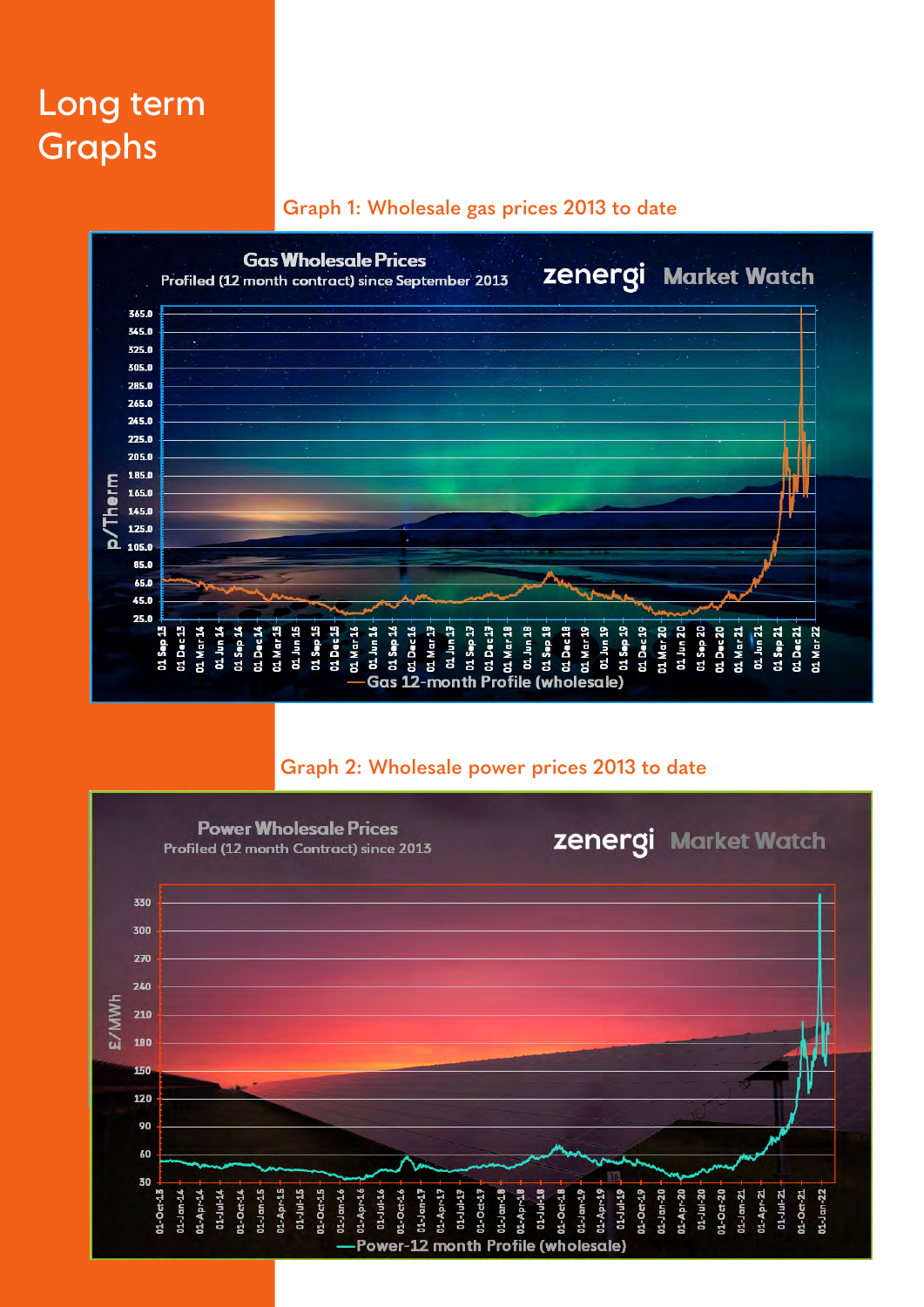# Long term Graphs

Graph 1: Wholesale gas prices 2013 to date

Gas Wholesale Prices

Profiled (12 month contract) since September 2013

zenergi Market Watch

Gas 12-month Profile (wholesale)

Graph 2: Wholesale power prices 2013 to date

Power Wholesale Prices

Profiled (12 month Contract) since 2013

zenergi Market Watch

Power-12 month Profile (wholesale)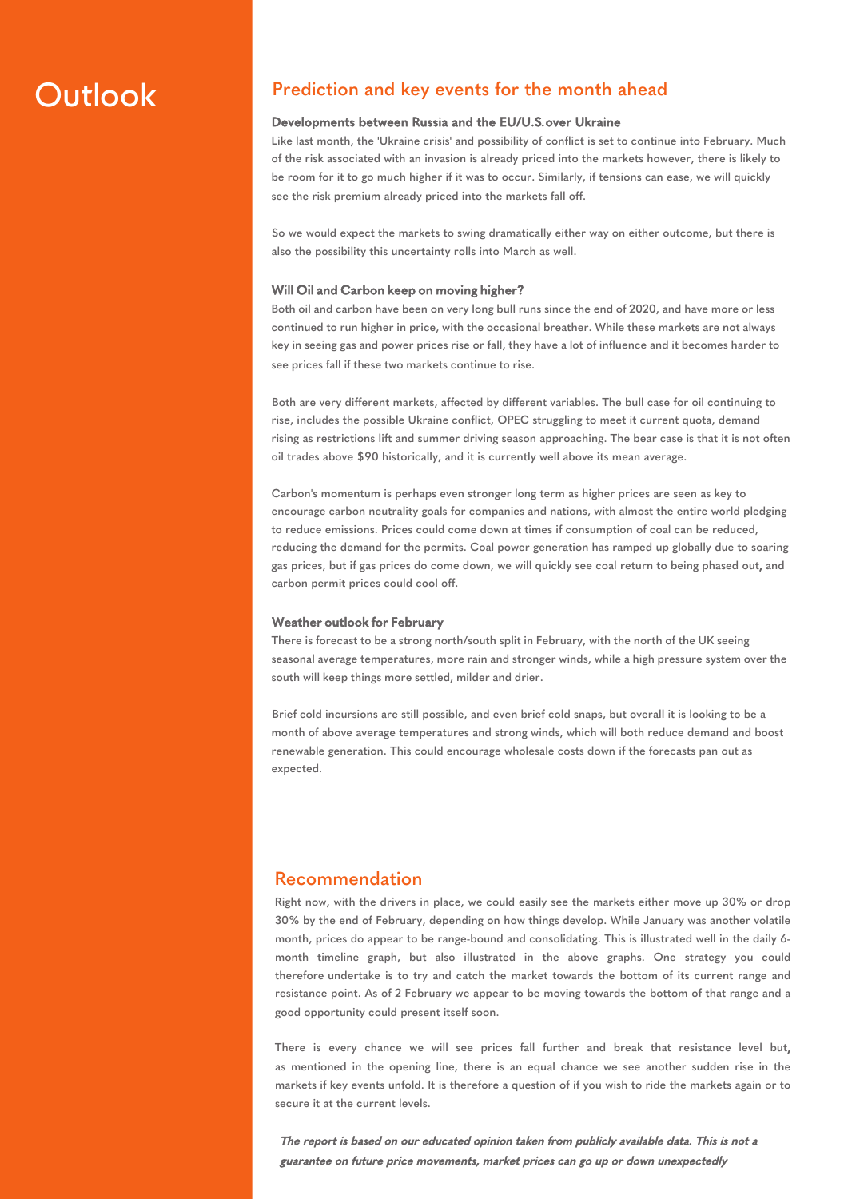# Outlook

## Prediction and key events for the month ahead

### Developments between Russia and the EU/U.S.over Ukraine

Like last month, the 'Ukraine crisis' and possibility of conflict is set to continue into February. Much of the risk associated with an invasion is already priced into the markets however, there is likely to be room for it to go much higher if it was to occur. Similarly, if tensions can ease, we will quickly see the risk premium already priced into the markets fall off.

So we would expect the markets to swing dramatically either way on either outcome, but there is also the possibility this uncertainty rolls into March as well.

### Will Oil and Carbon keep on moving higher?

Both oil and carbon have been on very long bull runs since the end of 2020, and have more or less continued to run higher in price, with the occasional breather. While these markets are not always key in seeing gas and power prices rise or fall, they have a lot of influence and it becomes harder to see prices fall if these two markets continue to rise.

Both are very different markets, affected by different variables. The bull case for oil continuing to rise, includes the possible Ukraine conflict, OPEC struggling to meet it current quota, demand rising as restrictions lift and summer driving season approaching. The bear case is that it is not often oil trades above $90 historically, and it is currently well above its mean average.

Carbon's momentum is perhaps even stronger long term as higher prices are seen as key to encourage carbon neutrality goals for companies and nations, with almost the entire world pledging to reduce emissions. Prices could come down at times if consumption of coal can be reduced, reducing the demand for the permits. Coal power generation has ramped up globally due to soaring gas prices, but if gas prices do come down, we will quickly see coal return to being phased out, and carbon permit prices could cool off.

### Weather outlook for February

There is forecast to be a strong north/south split in February, with the north of the UK seeing seasonal average temperatures, more rain and stronger winds, while a high pressure system over the south will keep things more settled, milder and drier.

Brief cold incursions are still possible, and even brief cold snaps, but overall it is looking to be a month of above average temperatures and strong winds, which will both reduce demand and boost renewable generation. This could encourage wholesale costs down if the forecasts pan out as expected.

## Recommendation

Right now, with the drivers in place, we could easily see the markets either move up 30% or drop 30% by the end of February, depending on how things develop. While January was another volatile month, prices do appear to be range-bound and consolidating. This is illustrated well in the daily 6-month timeline graph, but also illustrated in the above graphs. One strategy you could therefore undertake is to try and catch the market towards the bottom of its current range and resistance point. As of 2 February we appear to be moving towards the bottom of that range and a good opportunity could present itself soon.

There is every chance we will see prices fall further and break that resistance level but, as mentioned in the opening line, there is an equal chance we see another sudden rise in the markets if key events unfold. It is therefore a question of if you wish to ride the markets again or to secure it at the current levels.

***The report is based on our educated opinion taken from publicly available data. This is not a guarantee on future price movements, market prices can go up or down unexpectedly***